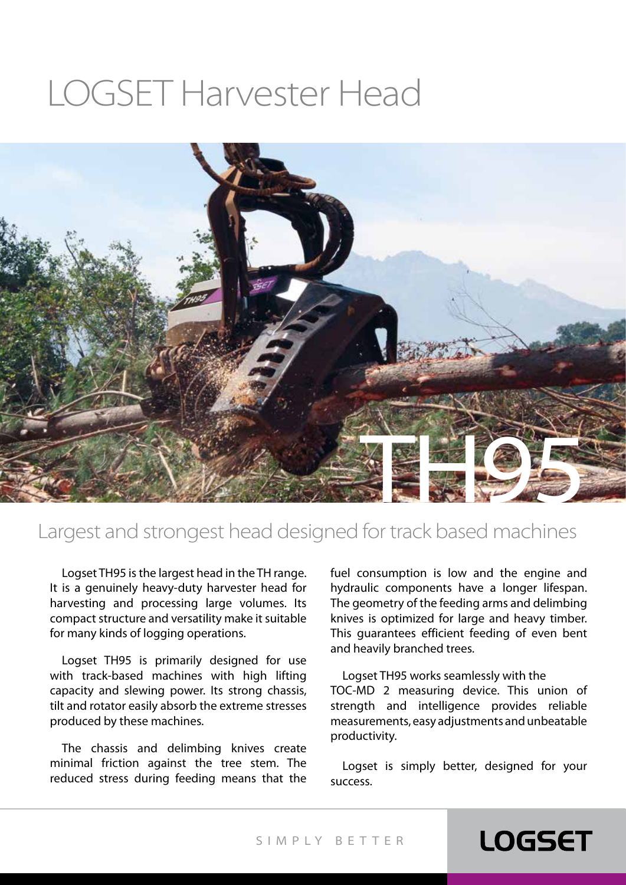# LOGSET Harvester Head

TH95

## Largest and strongest head designed for track based machines

Logset TH95 is the largest head in the TH range. It is a genuinely heavy-duty harvester head for harvesting and processing large volumes. Its compact structure and versatility make it suitable for many kinds of logging operations.

Logset TH95 is primarily designed for use with track-based machines with high lifting capacity and slewing power. Its strong chassis, tilt and rotator easily absorb the extreme stresses produced by these machines.

The chassis and delimbing knives create minimal friction against the tree stem. The reduced stress during feeding means that the fuel consumption is low and the engine and hydraulic components have a longer lifespan. The geometry of the feeding arms and delimbing knives is optimized for large and heavy timber. This guarantees efficient feeding of even bent and heavily branched trees.

Logset TH95 works seamlessly with the TOC-MD 2 measuring device. This union of strength and intelligence provides reliable measurements, easy adjustments and unbeatable productivity.

Logset is simply better, designed for your success.

SIMPLY BETTER

LOGSET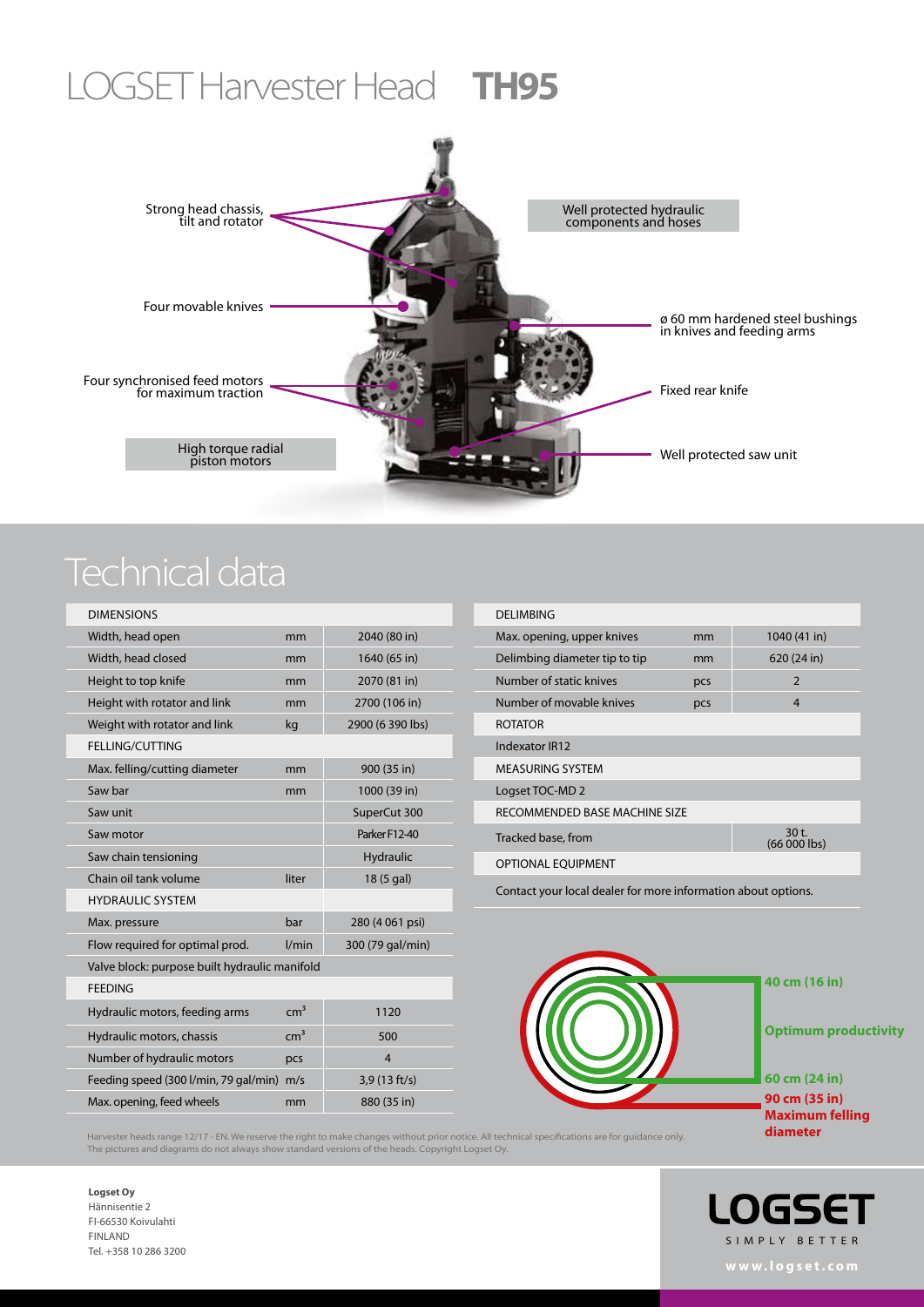# LOGSET Harvester Head **TH95**

Strong head chassis, tilt and rotator

Well protected hydraulic components and hoses

Four movable knives

ø 60 mm hardened steel bushings in knives and feeding arms

Four synchronised feed motors for maximum traction

Fixed rear knife

High torque radial piston motors

Well protected saw unit

# Technical data

| DIMENSIONS | | |
|---|---|---|
| Width, head open | mm | 2040 (80 in) |
| Width, head closed | mm | 1640 (65 in) |
| Height to top knife | mm | 2070 (81 in) |
| Height with rotator and link | mm | 2700 (106 in) |
| Weight with rotator and link | kg | 2900 (6 390 lbs) |
| FELLING/CUTTING | | |
| Max. felling/cutting diameter | mm | 900 (35 in) |
| Saw bar | mm | 1000 (39 in) |
| Saw unit | | SuperCut 300 |
| Saw motor | | Parker F12-40 |
| Saw chain tensioning | | Hydraulic |
| Chain oil tank volume | liter | 18 (5 gal) |
| HYDRAULIC SYSTEM | | |
| Max. pressure | bar | 280 (4 061 psi) |
| Flow required for optimal prod. | l/min | 300 (79 gal/min) |
| Valve block: purpose built hydraulic manifold | | |
| FEEDING | | |
| Hydraulic motors, feeding arms | $cm^3$ | 1120 |
| Hydraulic motors, chassis | $cm^3$ | 500 |
| Number of hydraulic motors | pcs | 4 |
| Feeding speed (300 l/min, 79 gal/min) | m/s | 3,9 (13 ft/s) |
| Max. opening, feed wheels | mm | 880 (35 in) |

| DELIMBING | | |
|---|---|---|
| Max. opening, upper knives | mm | 1040 (41 in) |
| Delimbing diameter tip to tip | mm | 620 (24 in) |
| Number of static knives | pcs | 2 |
| Number of movable knives | pcs | 4 |
| ROTATOR | | |
| Indexator IR12 | | |
| MEASURING SYSTEM | | |
| Logset TOC-MD 2 | | |
| RECOMMENDED BASE MACHINE SIZE | | |
| Tracked base, from | | 30 t. (66 000 lbs) |
| OPTIONAL EQUIPMENT | | |
| Contact your local dealer for more information about options. | | |

40 cm (16 in)

Optimum productivity

60 cm (24 in)

90 cm (35 in)
Maximum felling diameter

Harvester heads range 12/17 - EN. We reserve the right to make changes without prior notice. All technical specifications are for guidance only. The pictures and diagrams do not always show standard versions of the heads. Copyright Logset Oy.

**Logset Oy**
Hännisentie 2
FI-66530 Koivulahti
FINLAND
Tel. +358 10 286 3200

LOGSET
SIMPLY BETTER
www.logset.com